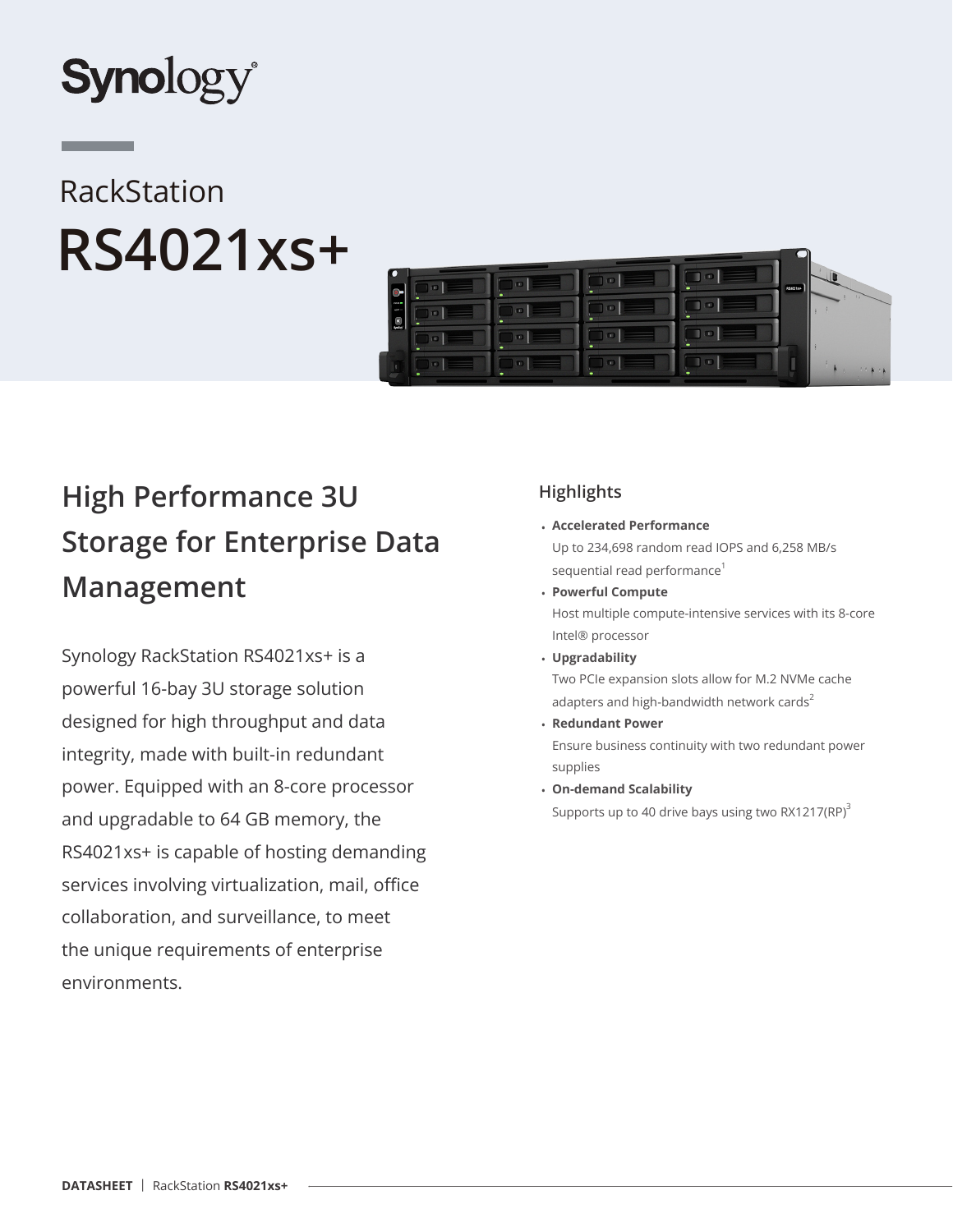Synology

RackStation

# RS4021xs+

## High Performance 3U Storage for Enterprise Data Management

Synology RackStation RS4021xs+ is a powerful 16-bay 3U storage solution designed for high throughput and data integrity, made with built-in redundant power. Equipped with an 8-core processor and upgradable to 64 GB memory, the RS4021xs+ is capable of hosting demanding services involving virtualization, mail, office collaboration, and surveillance, to meet the unique requirements of enterprise environments.

### Highlights

- **Accelerated Performance**
  Up to 234,698 random read IOPS and 6,258 MB/s sequential read performance[1]
- **Powerful Compute**
  Host multiple compute-intensive services with its 8-core Intel® processor
- **Upgradability**
  Two PCIe expansion slots allow for M.2 NVMe cache adapters and high-bandwidth network cards[2]
- **Redundant Power**
  Ensure business continuity with two redundant power supplies
- **On-demand Scalability**
  Supports up to 40 drive bays using two RX1217(RP)[3]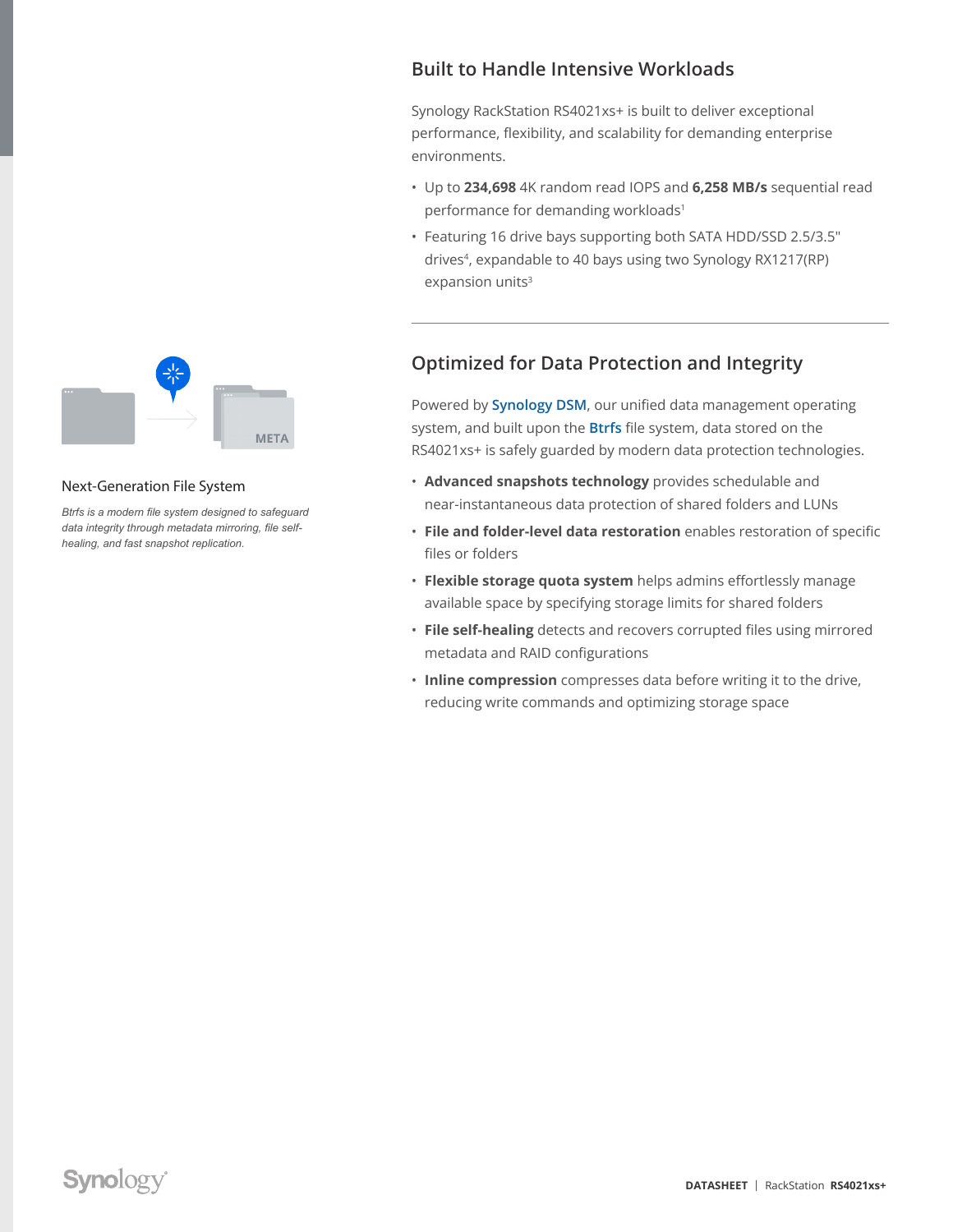## Built to Handle Intensive Workloads

Synology RackStation RS4021xs+ is built to deliver exceptional performance, flexibility, and scalability for demanding enterprise environments.

- Up to **234,698** 4K random read IOPS and **6,258 MB/s** sequential read performance for demanding workloads[1]
- Featuring 16 drive bays supporting both SATA HDD/SSD 2.5/3.5" drives[4], expandable to 40 bays using two Synology RX1217(RP) expansion units[3]

---

## Optimized for Data Protection and Integrity

Powered by Synology DSM, our unified data management operating system, and built upon the Btrfs file system, data stored on the RS4021xs+ is safely guarded by modern data protection technologies.

- **Advanced snapshots technology** provides schedulable and near-instantaneous data protection of shared folders and LUNs
- **File and folder-level data restoration** enables restoration of specific files or folders
- **Flexible storage quota system** helps admins effortlessly manage available space by specifying storage limits for shared folders
- **File self-healing** detects and recovers corrupted files using mirrored metadata and RAID configurations
- **Inline compression** compresses data before writing it to the drive, reducing write commands and optimizing storage space

### Next-Generation File System

*Btrfs is a modern file system designed to safeguard data integrity through metadata mirroring, file self-healing, and fast snapshot replication.*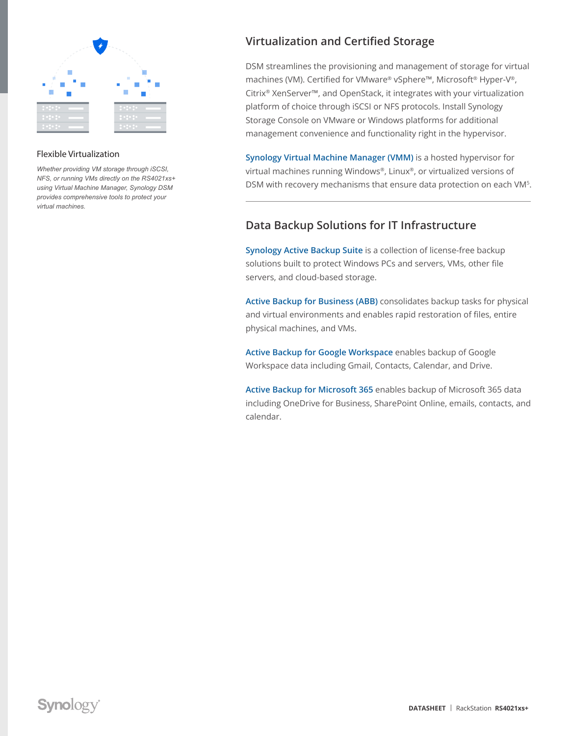### Flexible Virtualization

*Whether providing VM storage through iSCSI, NFS, or running VMs directly on the RS4021xs+ using Virtual Machine Manager, Synology DSM provides comprehensive tools to protect your virtual machines.*

## Virtualization and Certified Storage

DSM streamlines the provisioning and management of storage for virtual machines (VM). Certified for VMware® vSphere™, Microsoft® Hyper-V®, Citrix® XenServer™, and OpenStack, it integrates with your virtualization platform of choice through iSCSI or NFS protocols. Install Synology Storage Console on VMware or Windows platforms for additional management convenience and functionality right in the hypervisor.

**Synology Virtual Machine Manager (VMM)** is a hosted hypervisor for virtual machines running Windows®, Linux®, or virtualized versions of DSM with recovery mechanisms that ensure data protection on each VM[5].

---

## Data Backup Solutions for IT Infrastructure

**Synology Active Backup Suite** is a collection of license-free backup solutions built to protect Windows PCs and servers, VMs, other file servers, and cloud-based storage.

**Active Backup for Business (ABB)** consolidates backup tasks for physical and virtual environments and enables rapid restoration of files, entire physical machines, and VMs.

**Active Backup for Google Workspace** enables backup of Google Workspace data including Gmail, Contacts, Calendar, and Drive.

**Active Backup for Microsoft 365** enables backup of Microsoft 365 data including OneDrive for Business, SharePoint Online, emails, contacts, and calendar.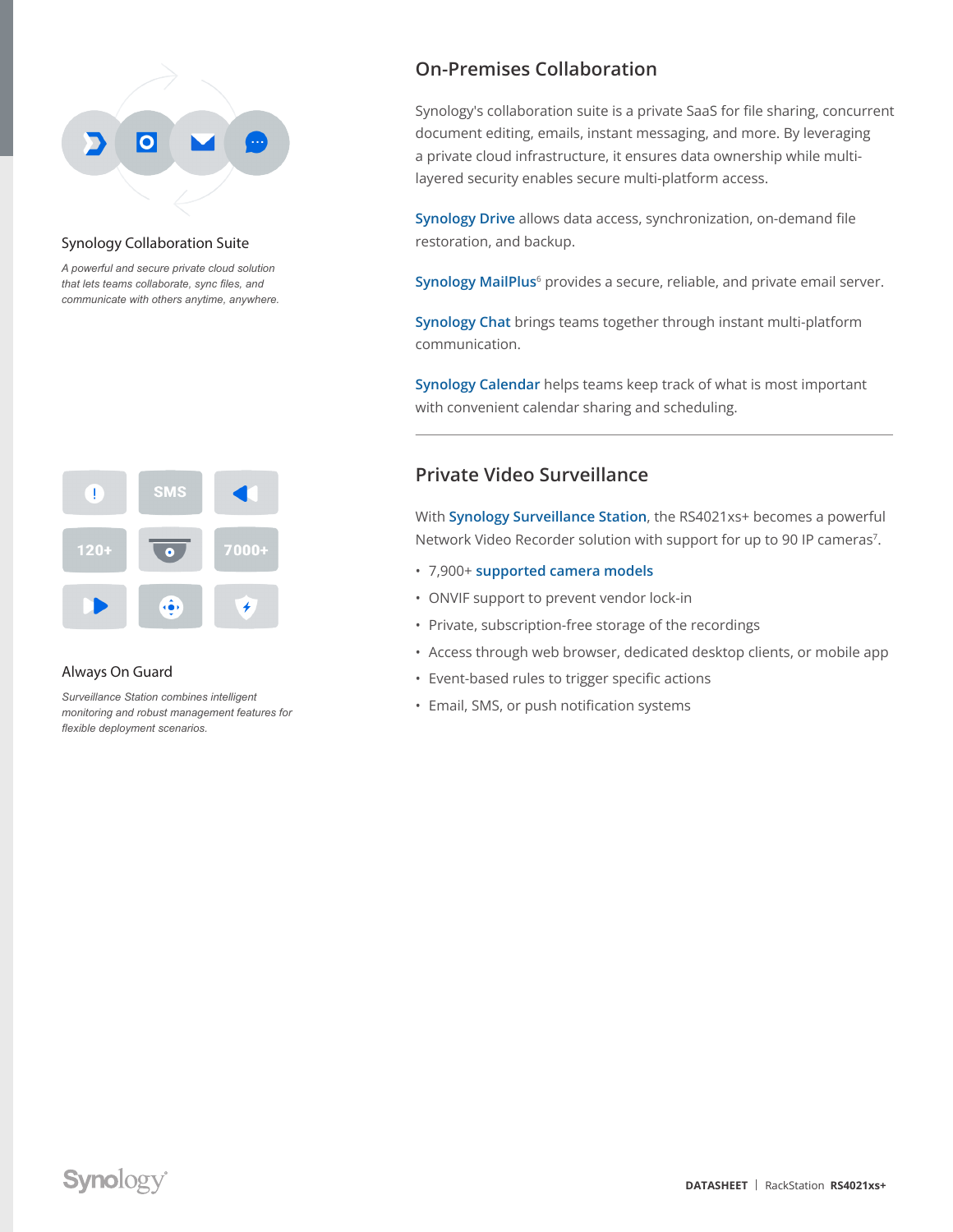### Synology Collaboration Suite

*A powerful and secure private cloud solution that lets teams collaborate, sync files, and communicate with others anytime, anywhere.*

## On-Premises Collaboration

Synology's collaboration suite is a private SaaS for file sharing, concurrent document editing, emails, instant messaging, and more. By leveraging a private cloud infrastructure, it ensures data ownership while multi-layered security enables secure multi-platform access.

**Synology Drive** allows data access, synchronization, on-demand file restoration, and backup.

**Synology MailPlus**[6] provides a secure, reliable, and private email server.

**Synology Chat** brings teams together through instant multi-platform communication.

**Synology Calendar** helps teams keep track of what is most important with convenient calendar sharing and scheduling.

---

### Always On Guard

*Surveillance Station combines intelligent monitoring and robust management features for flexible deployment scenarios.*

## Private Video Surveillance

With **Synology Surveillance Station**, the RS4021xs+ becomes a powerful Network Video Recorder solution with support for up to 90 IP cameras[7].

- 7,900+ **supported camera models**
- ONVIF support to prevent vendor lock-in
- Private, subscription-free storage of the recordings
- Access through web browser, dedicated desktop clients, or mobile app
- Event-based rules to trigger specific actions
- Email, SMS, or push notification systems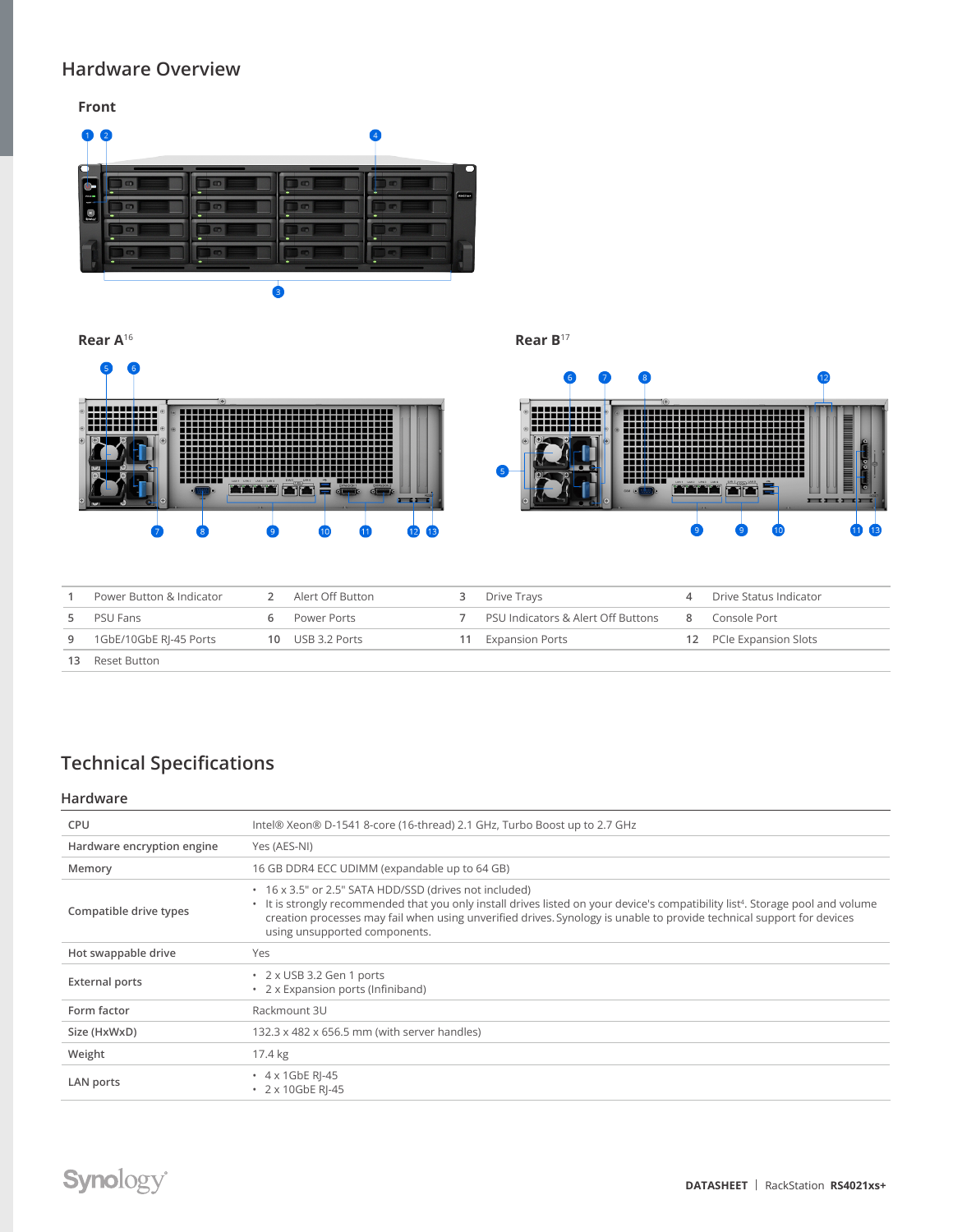## Hardware Overview

### Front

### Rear A[16]

### Rear B[17]

| | | | | | | | |
|---|---|---|---|---|---|---|---|
| 1 | Power Button & Indicator | 2 | Alert Off Button | 3 | Drive Trays | 4 | Drive Status Indicator |
| 5 | PSU Fans | 6 | Power Ports | 7 | PSU Indicators & Alert Off Buttons | 8 | Console Port |
| 9 | 1GbE/10GbE RJ-45 Ports | 10 | USB 3.2 Ports | 11 | Expansion Ports | 12 | PCIe Expansion Slots |
| 13 | Reset Button | | | | | | |

## Technical Specifications

### Hardware

| | |
|---|---|
| CPU | Intel® Xeon® D-1541 8-core (16-thread) 2.1 GHz, Turbo Boost up to 2.7 GHz |
| Hardware encryption engine | Yes (AES-NI) |
| Memory | 16 GB DDR4 ECC UDIMM (expandable up to 64 GB) |
| Compatible drive types | • 16 x 3.5" or 2.5" SATA HDD/SSD (drives not included)<br>• It is strongly recommended that you only install drives listed on your device's compatibility list[4]. Storage pool and volume creation processes may fail when using unverified drives. Synology is unable to provide technical support for devices using unsupported components. |
| Hot swappable drive | Yes |
| External ports | • 2 x USB 3.2 Gen 1 ports<br>• 2 x Expansion ports (Infiniband) |
| Form factor | Rackmount 3U |
| Size (HxWxD) | 132.3 x 482 x 656.5 mm (with server handles) |
| Weight | 17.4 kg |
| LAN ports | • 4 x 1GbE RJ-45<br>• 2 x 10GbE RJ-45 |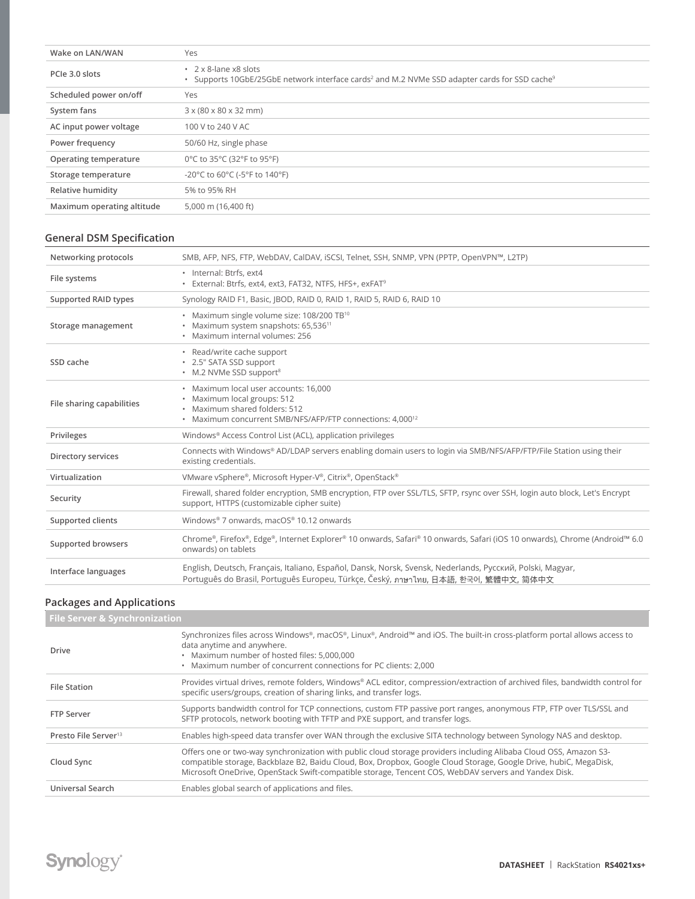| | |
|---|---|
| Wake on LAN/WAN | Yes |
| PCIe 3.0 slots | • 2 x 8-lane x8 slots<br>• Supports 10GbE/25GbE network interface cards[2] and M.2 NVMe SSD adapter cards for SSD cache[9] |
| Scheduled power on/off | Yes |
| System fans | 3 x (80 x 80 x 32 mm) |
| AC input power voltage | 100 V to 240 V AC |
| Power frequency | 50/60 Hz, single phase |
| Operating temperature | 0°C to 35°C (32°F to 95°F) |
| Storage temperature | -20°C to 60°C (-5°F to 140°F) |
| Relative humidity | 5% to 95% RH |
| Maximum operating altitude | 5,000 m (16,400 ft) |

## General DSM Specification

| | |
|---|---|
| Networking protocols | SMB, AFP, NFS, FTP, WebDAV, CalDAV, iSCSI, Telnet, SSH, SNMP, VPN (PPTP, OpenVPN™, L2TP) |
| File systems | • Internal: Btrfs, ext4<br>• External: Btrfs, ext4, ext3, FAT32, NTFS, HFS+, exFAT[9] |
| Supported RAID types | Synology RAID F1, Basic, JBOD, RAID 0, RAID 1, RAID 5, RAID 6, RAID 10 |
| Storage management | • Maximum single volume size: 108/200 TB[10]<br>• Maximum system snapshots: 65,536[11]<br>• Maximum internal volumes: 256 |
| SSD cache | • Read/write cache support<br>• 2.5" SATA SSD support<br>• M.2 NVMe SSD support[8] |
| File sharing capabilities | • Maximum local user accounts: 16,000<br>• Maximum local groups: 512<br>• Maximum shared folders: 512<br>• Maximum concurrent SMB/NFS/AFP/FTP connections: 4,000[12] |
| Privileges | Windows® Access Control List (ACL), application privileges |
| Directory services | Connects with Windows® AD/LDAP servers enabling domain users to login via SMB/NFS/AFP/FTP/File Station using their existing credentials. |
| Virtualization | VMware vSphere®, Microsoft Hyper-V®, Citrix®, OpenStack® |
| Security | Firewall, shared folder encryption, SMB encryption, FTP over SSL/TLS, SFTP, rsync over SSH, login auto block, Let's Encrypt support, HTTPS (customizable cipher suite) |
| Supported clients | Windows® 7 onwards, macOS® 10.12 onwards |
| Supported browsers | Chrome®, Firefox®, Edge®, Internet Explorer® 10 onwards, Safari® 10 onwards, Safari (iOS 10 onwards), Chrome (Android™ 6.0 onwards) on tablets |
| Interface languages | English, Deutsch, Français, Italiano, Español, Dansk, Norsk, Svensk, Nederlands, Русский, Polski, Magyar, Português do Brasil, Português Europeu, Türkçe, Český, ภาษาไทย, 日本語, 한국어, 繁體中文, 简体中文 |

## Packages and Applications

| File Server & Synchronization | |
|---|---|
| Drive | Synchronizes files across Windows®, macOS®, Linux®, Android™ and iOS. The built-in cross-platform portal allows access to data anytime and anywhere.<br>• Maximum number of hosted files: 5,000,000<br>• Maximum number of concurrent connections for PC clients: 2,000 |
| File Station | Provides virtual drives, remote folders, Windows® ACL editor, compression/extraction of archived files, bandwidth control for specific users/groups, creation of sharing links, and transfer logs. |
| FTP Server | Supports bandwidth control for TCP connections, custom FTP passive port ranges, anonymous FTP, FTP over TLS/SSL and SFTP protocols, network booting with TFTP and PXE support, and transfer logs. |
| Presto File Server[13] | Enables high-speed data transfer over WAN through the exclusive SITA technology between Synology NAS and desktop. |
| Cloud Sync | Offers one or two-way synchronization with public cloud storage providers including Alibaba Cloud OSS, Amazon S3-compatible storage, Backblaze B2, Baidu Cloud, Box, Dropbox, Google Cloud Storage, Google Drive, hubiC, MegaDisk, Microsoft OneDrive, OpenStack Swift-compatible storage, Tencent COS, WebDAV servers and Yandex Disk. |
| Universal Search | Enables global search of applications and files. |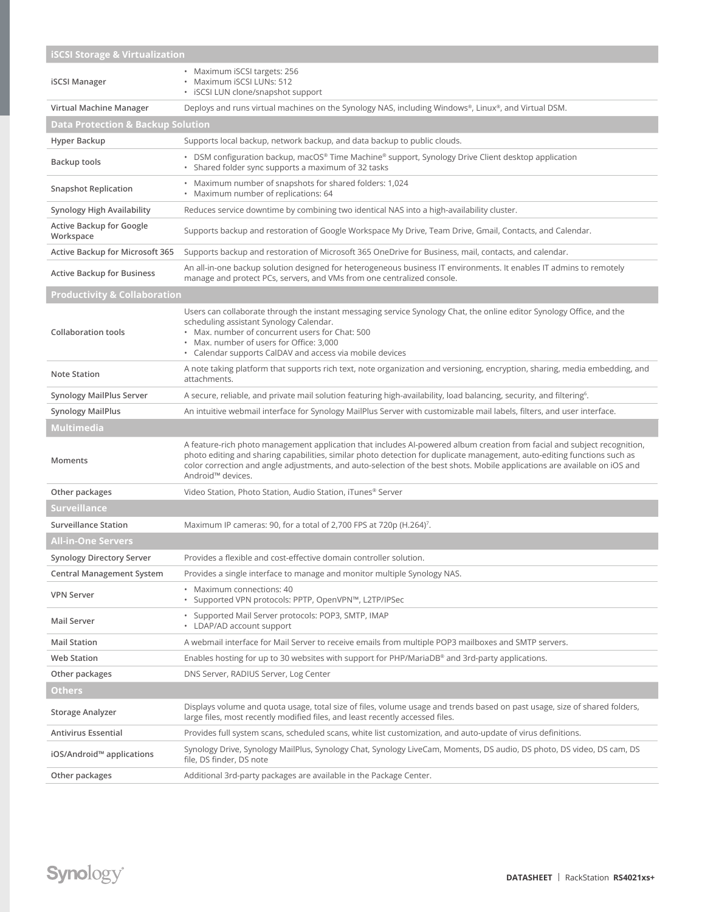| iSCSI Storage & Virtualization | |
|---|---|
| iSCSI Manager | • Maximum iSCSI targets: 256<br>• Maximum iSCSI LUNs: 512<br>• iSCSI LUN clone/snapshot support |
| Virtual Machine Manager | Deploys and runs virtual machines on the Synology NAS, including Windows®, Linux®, and Virtual DSM. |
| **Data Protection & Backup Solution** | |
| Hyper Backup | Supports local backup, network backup, and data backup to public clouds. |
| Backup tools | • DSM configuration backup, macOS® Time Machine® support, Synology Drive Client desktop application<br>• Shared folder sync supports a maximum of 32 tasks |
| Snapshot Replication | • Maximum number of snapshots for shared folders: 1,024<br>• Maximum number of replications: 64 |
| Synology High Availability | Reduces service downtime by combining two identical NAS into a high-availability cluster. |
| Active Backup for Google Workspace | Supports backup and restoration of Google Workspace My Drive, Team Drive, Gmail, Contacts, and Calendar. |
| Active Backup for Microsoft 365 | Supports backup and restoration of Microsoft 365 OneDrive for Business, mail, contacts, and calendar. |
| Active Backup for Business | An all-in-one backup solution designed for heterogeneous business IT environments. It enables IT admins to remotely manage and protect PCs, servers, and VMs from one centralized console. |
| **Productivity & Collaboration** | |
| Collaboration tools | Users can collaborate through the instant messaging service Synology Chat, the online editor Synology Office, and the scheduling assistant Synology Calendar.<br>• Max. number of concurrent users for Chat: 500<br>• Max. number of users for Office: 3,000<br>• Calendar supports CalDAV and access via mobile devices |
| Note Station | A note taking platform that supports rich text, note organization and versioning, encryption, sharing, media embedding, and attachments. |
| Synology MailPlus Server | A secure, reliable, and private mail solution featuring high-availability, load balancing, security, and filtering[6]. |
| Synology MailPlus | An intuitive webmail interface for Synology MailPlus Server with customizable mail labels, filters, and user interface. |
| **Multimedia** | |
| Moments | A feature-rich photo management application that includes AI-powered album creation from facial and subject recognition, photo editing and sharing capabilities, similar photo detection for duplicate management, auto-editing functions such as color correction and angle adjustments, and auto-selection of the best shots. Mobile applications are available on iOS and Android™ devices. |
| Other packages | Video Station, Photo Station, Audio Station, iTunes® Server |
| **Surveillance** | |
| Surveillance Station | Maximum IP cameras: 90, for a total of 2,700 FPS at 720p (H.264)[7]. |
| **All-in-One Servers** | |
| Synology Directory Server | Provides a flexible and cost-effective domain controller solution. |
| Central Management System | Provides a single interface to manage and monitor multiple Synology NAS. |
| VPN Server | • Maximum connections: 40<br>• Supported VPN protocols: PPTP, OpenVPN™, L2TP/IPSec |
| Mail Server | • Supported Mail Server protocols: POP3, SMTP, IMAP<br>• LDAP/AD account support |
| Mail Station | A webmail interface for Mail Server to receive emails from multiple POP3 mailboxes and SMTP servers. |
| Web Station | Enables hosting for up to 30 websites with support for PHP/MariaDB® and 3rd-party applications. |
| Other packages | DNS Server, RADIUS Server, Log Center |
| **Others** | |
| Storage Analyzer | Displays volume and quota usage, total size of files, volume usage and trends based on past usage, size of shared folders, large files, most recently modified files, and least recently accessed files. |
| Antivirus Essential | Provides full system scans, scheduled scans, white list customization, and auto-update of virus definitions. |
| iOS/Android™ applications | Synology Drive, Synology MailPlus, Synology Chat, Synology LiveCam, Moments, DS audio, DS photo, DS video, DS cam, DS file, DS finder, DS note |
| Other packages | Additional 3rd-party packages are available in the Package Center. |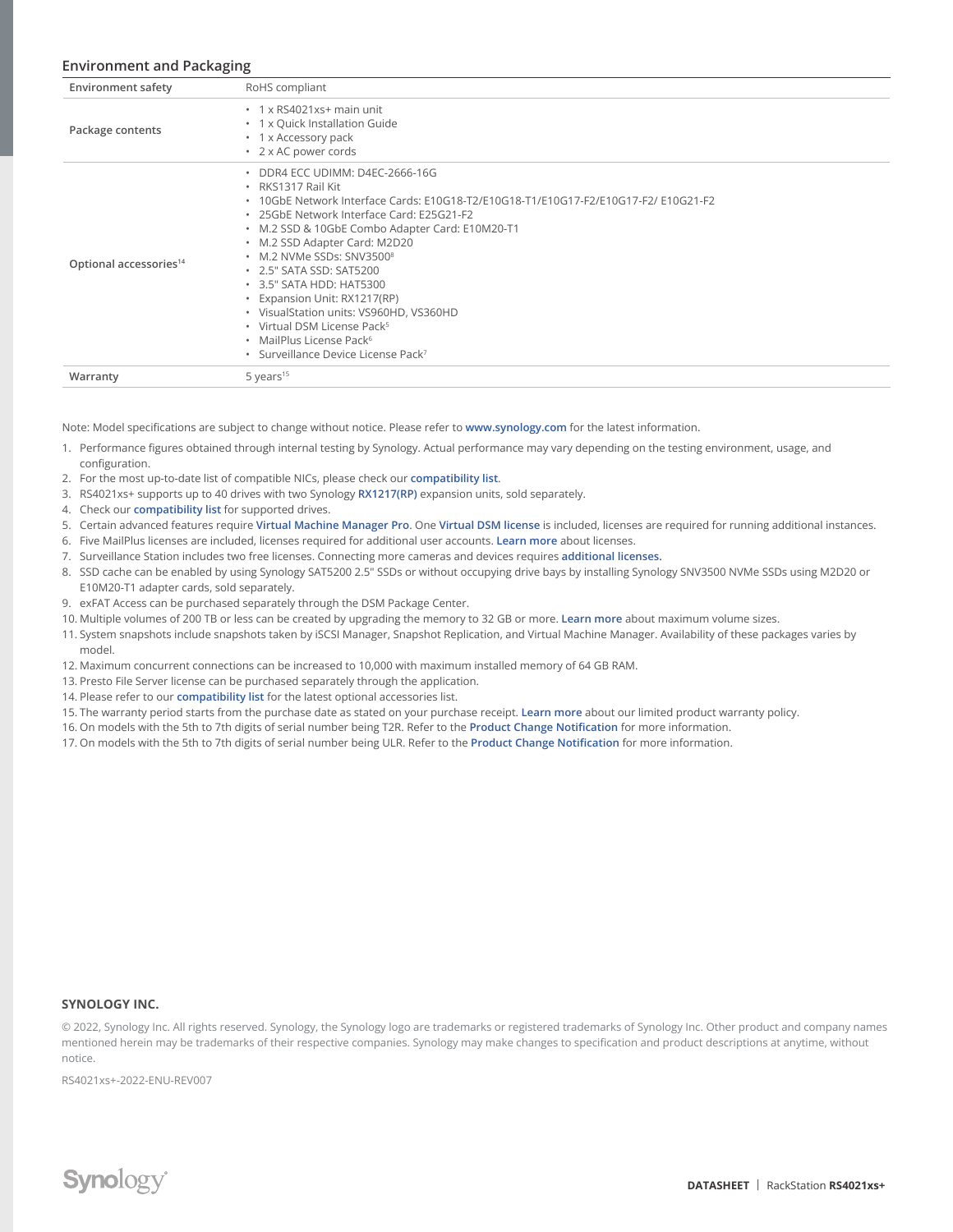## Environment and Packaging

| | |
|---|---|
| Environment safety | RoHS compliant |
| Package contents | • 1 x RS4021xs+ main unit<br>• 1 x Quick Installation Guide<br>• 1 x Accessory pack<br>• 2 x AC power cords |
| Optional accessories[14] | • DDR4 ECC UDIMM: D4EC-2666-16G<br>• RKS1317 Rail Kit<br>• 10GbE Network Interface Cards: E10G18-T2/E10G18-T1/E10G17-F2/E10G17-F2/ E10G21-F2<br>• 25GbE Network Interface Card: E25G21-F2<br>• M.2 SSD & 10GbE Combo Adapter Card: E10M20-T1<br>• M.2 SSD Adapter Card: M2D20<br>• M.2 NVMe SSDs: SNV3500[8]<br>• 2.5" SATA SSD: SAT5200<br>• 3.5" SATA HDD: HAT5300<br>• Expansion Unit: RX1217(RP)<br>• VisualStation units: VS960HD, VS360HD<br>• Virtual DSM License Pack[5]<br>• MailPlus License Pack[6]<br>• Surveillance Device License Pack[7] |
| Warranty | 5 years[15] |

Note: Model specifications are subject to change without notice. Please refer to www.synology.com for the latest information.

1. Performance figures obtained through internal testing by Synology. Actual performance may vary depending on the testing environment, usage, and configuration.
2. For the most up-to-date list of compatible NICs, please check our compatibility list.
3. RS4021xs+ supports up to 40 drives with two Synology RX1217(RP) expansion units, sold separately.
4. Check our compatibility list for supported drives.
5. Certain advanced features require Virtual Machine Manager Pro. One Virtual DSM license is included, licenses are required for running additional instances.
6. Five MailPlus licenses are included, licenses required for additional user accounts. Learn more about licenses.
7. Surveillance Station includes two free licenses. Connecting more cameras and devices requires additional licenses.
8. SSD cache can be enabled by using Synology SAT5200 2.5" SSDs or without occupying drive bays by installing Synology SNV3500 NVMe SSDs using M2D20 or E10M20-T1 adapter cards, sold separately.
9. exFAT Access can be purchased separately through the DSM Package Center.
10. Multiple volumes of 200 TB or less can be created by upgrading the memory to 32 GB or more. Learn more about maximum volume sizes.
11. System snapshots include snapshots taken by iSCSI Manager, Snapshot Replication, and Virtual Machine Manager. Availability of these packages varies by model.
12. Maximum concurrent connections can be increased to 10,000 with maximum installed memory of 64 GB RAM.
13. Presto File Server license can be purchased separately through the application.
14. Please refer to our compatibility list for the latest optional accessories list.
15. The warranty period starts from the purchase date as stated on your purchase receipt. Learn more about our limited product warranty policy.
16. On models with the 5th to 7th digits of serial number being T2R. Refer to the Product Change Notification for more information.
17. On models with the 5th to 7th digits of serial number being ULR. Refer to the Product Change Notification for more information.

**SYNOLOGY INC.**

© 2022, Synology Inc. All rights reserved. Synology, the Synology logo are trademarks or registered trademarks of Synology Inc. Other product and company names mentioned herein may be trademarks of their respective companies. Synology may make changes to specification and product descriptions at anytime, without notice.

RS4021xs+-2022-ENU-REV007